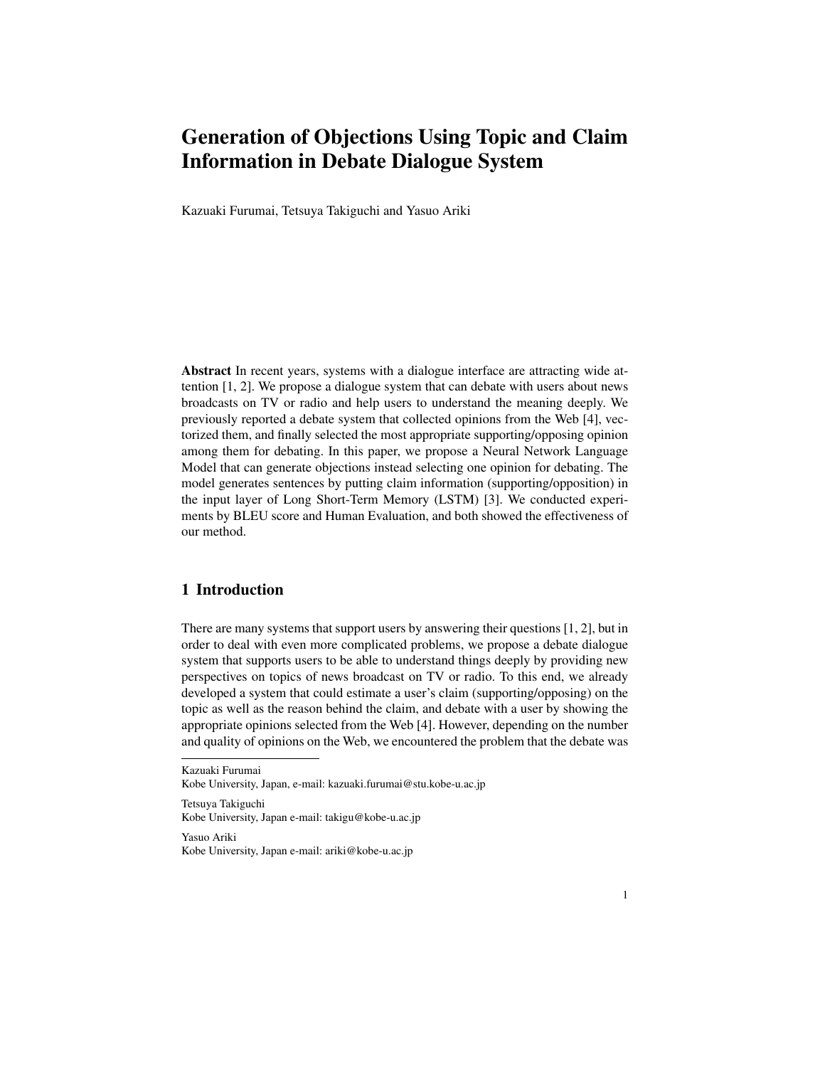# Generation of Objections Using Topic and Claim Information in Debate Dialogue System

Kazuaki Furumai, Tetsuya Takiguchi and Yasuo Ariki

**Abstract** In recent years, systems with a dialogue interface are attracting wide attention [1, 2]. We propose a dialogue system that can debate with users about news broadcasts on TV or radio and help users to understand the meaning deeply. We previously reported a debate system that collected opinions from the Web [4], vectorized them, and finally selected the most appropriate supporting/opposing opinion among them for debating. In this paper, we propose a Neural Network Language Model that can generate objections instead selecting one opinion for debating. The model generates sentences by putting claim information (supporting/opposition) in the input layer of Long Short-Term Memory (LSTM) [3]. We conducted experiments by BLEU score and Human Evaluation, and both showed the effectiveness of our method.

## 1 Introduction

There are many systems that support users by answering their questions [1, 2], but in order to deal with even more complicated problems, we propose a debate dialogue system that supports users to be able to understand things deeply by providing new perspectives on topics of news broadcast on TV or radio. To this end, we already developed a system that could estimate a user's claim (supporting/opposing) on the topic as well as the reason behind the claim, and debate with a user by showing the appropriate opinions selected from the Web [4]. However, depending on the number and quality of opinions on the Web, we encountered the problem that the debate was

---

Kazuaki Furumai
Kobe University, Japan, e-mail: kazuaki.furumai@stu.kobe-u.ac.jp

Tetsuya Takiguchi
Kobe University, Japan e-mail: takigu@kobe-u.ac.jp

Yasuo Ariki
Kobe University, Japan e-mail: ariki@kobe-u.ac.jp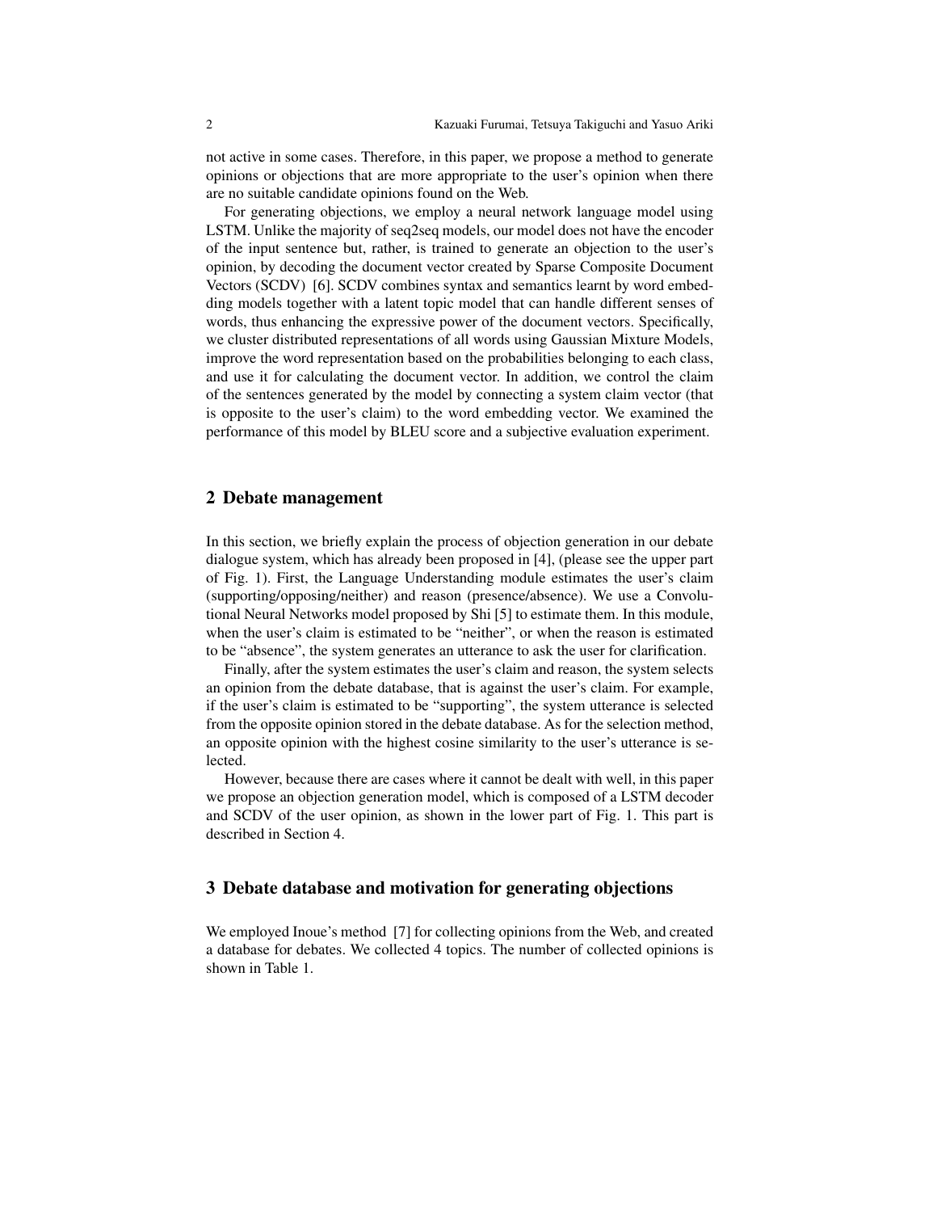not active in some cases. Therefore, in this paper, we propose a method to generate opinions or objections that are more appropriate to the user's opinion when there are no suitable candidate opinions found on the Web.

For generating objections, we employ a neural network language model using LSTM. Unlike the majority of seq2seq models, our model does not have the encoder of the input sentence but, rather, is trained to generate an objection to the user's opinion, by decoding the document vector created by Sparse Composite Document Vectors (SCDV) [6]. SCDV combines syntax and semantics learnt by word embedding models together with a latent topic model that can handle different senses of words, thus enhancing the expressive power of the document vectors. Specifically, we cluster distributed representations of all words using Gaussian Mixture Models, improve the word representation based on the probabilities belonging to each class, and use it for calculating the document vector. In addition, we control the claim of the sentences generated by the model by connecting a system claim vector (that is opposite to the user's claim) to the word embedding vector. We examined the performance of this model by BLEU score and a subjective evaluation experiment.

## 2 Debate management

In this section, we briefly explain the process of objection generation in our debate dialogue system, which has already been proposed in [4], (please see the upper part of Fig. 1). First, the Language Understanding module estimates the user's claim (supporting/opposing/neither) and reason (presence/absence). We use a Convolutional Neural Networks model proposed by Shi [5] to estimate them. In this module, when the user's claim is estimated to be "neither", or when the reason is estimated to be "absence", the system generates an utterance to ask the user for clarification.

Finally, after the system estimates the user's claim and reason, the system selects an opinion from the debate database, that is against the user's claim. For example, if the user's claim is estimated to be "supporting", the system utterance is selected from the opposite opinion stored in the debate database. As for the selection method, an opposite opinion with the highest cosine similarity to the user's utterance is selected.

However, because there are cases where it cannot be dealt with well, in this paper we propose an objection generation model, which is composed of a LSTM decoder and SCDV of the user opinion, as shown in the lower part of Fig. 1. This part is described in Section 4.

## 3 Debate database and motivation for generating objections

We employed Inoue's method [7] for collecting opinions from the Web, and created a database for debates. We collected 4 topics. The number of collected opinions is shown in Table 1.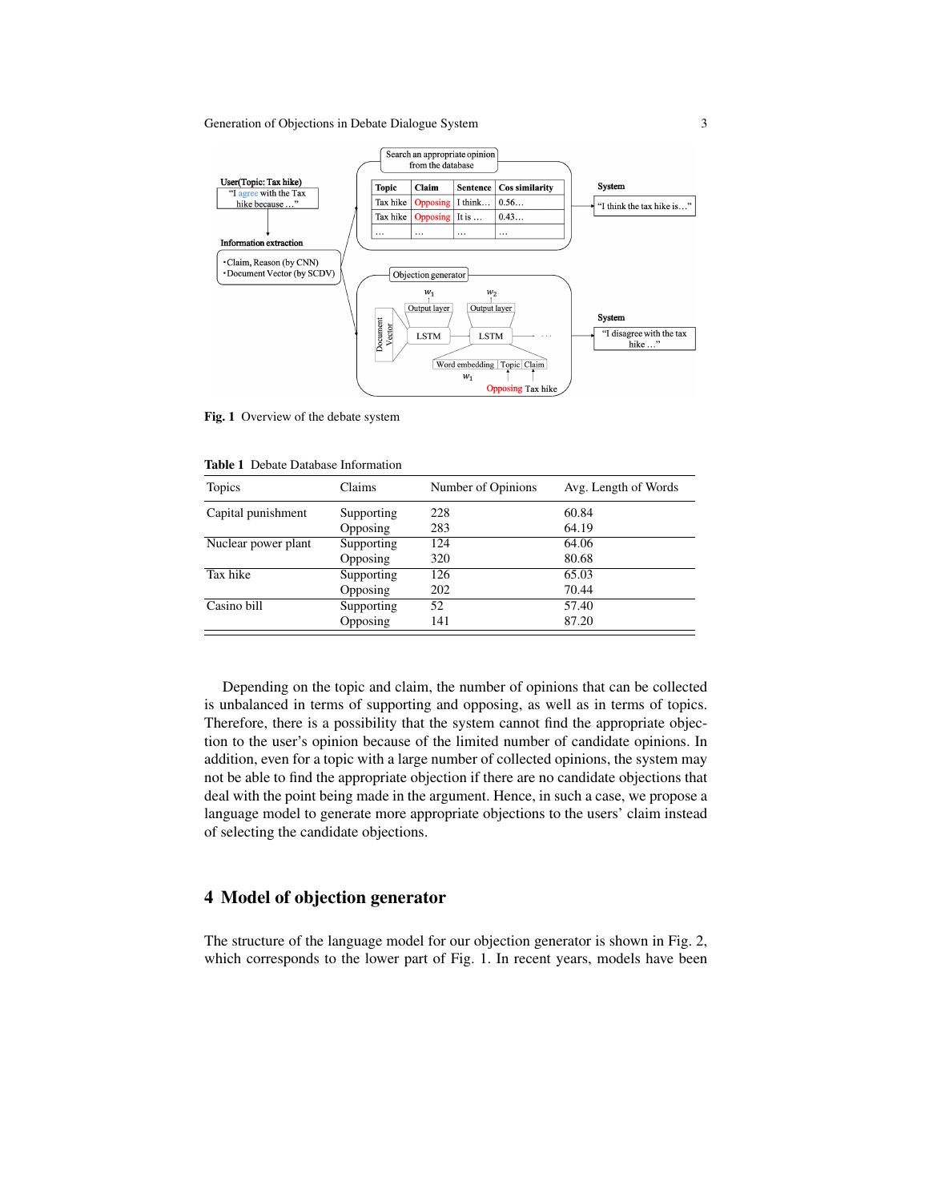**Fig. 1** Overview of the debate system

**Table 1** Debate Database Information

| Topics | Claims | Number of Opinions | Avg. Length of Words |
|---|---|---|---|
| Capital punishment | Supporting | 228 | 60.84 |
| | Opposing | 283 | 64.19 |
| Nuclear power plant | Supporting | 124 | 64.06 |
| | Opposing | 320 | 80.68 |
| Tax hike | Supporting | 126 | 65.03 |
| | Opposing | 202 | 70.44 |
| Casino bill | Supporting | 52 | 57.40 |
| | Opposing | 141 | 87.20 |

Depending on the topic and claim, the number of opinions that can be collected is unbalanced in terms of supporting and opposing, as well as in terms of topics. Therefore, there is a possibility that the system cannot find the appropriate objection to the user's opinion because of the limited number of candidate opinions. In addition, even for a topic with a large number of collected opinions, the system may not be able to find the appropriate objection if there are no candidate objections that deal with the point being made in the argument. Hence, in such a case, we propose a language model to generate more appropriate objections to the users' claim instead of selecting the candidate objections.

## 4 Model of objection generator

The structure of the language model for our objection generator is shown in Fig. 2, which corresponds to the lower part of Fig. 1. In recent years, models have been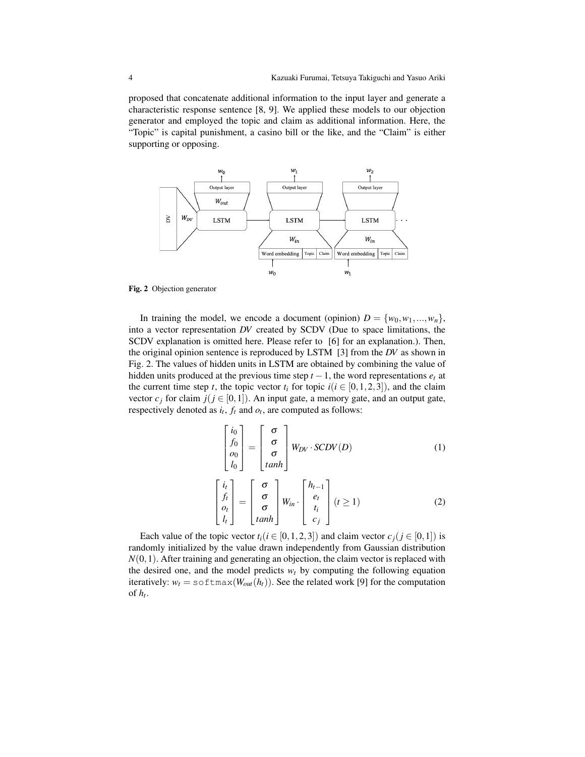proposed that concatenate additional information to the input layer and generate a characteristic response sentence [8, 9]. We applied these models to our objection generator and employed the topic and claim as additional information. Here, the "Topic" is capital punishment, a casino bill or the like, and the "Claim" is either supporting or opposing.

**Fig. 2** Objection generator

In training the model, we encode a document (opinion) $D = \{w_0, w_1, ..., w_n\}$, into a vector representation *DV* created by SCDV (Due to space limitations, the SCDV explanation is omitted here. Please refer to [6] for an explanation.). Then, the original opinion sentence is reproduced by LSTM [3] from the *DV* as shown in Fig. 2. The values of hidden units in LSTM are obtained by combining the value of hidden units produced at the previous time step $t-1$, the word representations $e_t$ at the current time step $t$, the topic vector $t_i$ for topic $i (i \in [0,1,2,3])$, and the claim vector $c_j$ for claim $j (j \in [0,1])$. An input gate, a memory gate, and an output gate, respectively denoted as $i_t$, $f_t$ and $o_t$, are computed as follows:

$$\begin{bmatrix} i_0 \\ f_0 \\ o_0 \\ l_0 \end{bmatrix} = \begin{bmatrix} \sigma \\ \sigma \\ \sigma \\ tanh \end{bmatrix} W_{DV} \cdot SCDV(D) \tag{1}$$

$$\begin{bmatrix} i_t \\ f_t \\ o_t \\ l_t \end{bmatrix} = \begin{bmatrix} \sigma \\ \sigma \\ \sigma \\ tanh \end{bmatrix} W_{in} \cdot \begin{bmatrix} h_{t-1} \\ e_t \\ t_i \\ c_j \end{bmatrix} \; (t \geq 1) \tag{2}$$

Each value of the topic vector $t_i (i \in [0,1,2,3])$ and claim vector $c_j (j \in [0,1])$ is randomly initialized by the value drawn independently from Gaussian distribution $N(0,1)$. After training and generating an objection, the claim vector is replaced with the desired one, and the model predicts $w_t$ by computing the following equation iteratively: $w_t = \texttt{softmax}(W_{out}(h_t))$. See the related work [9] for the computation of $h_t$.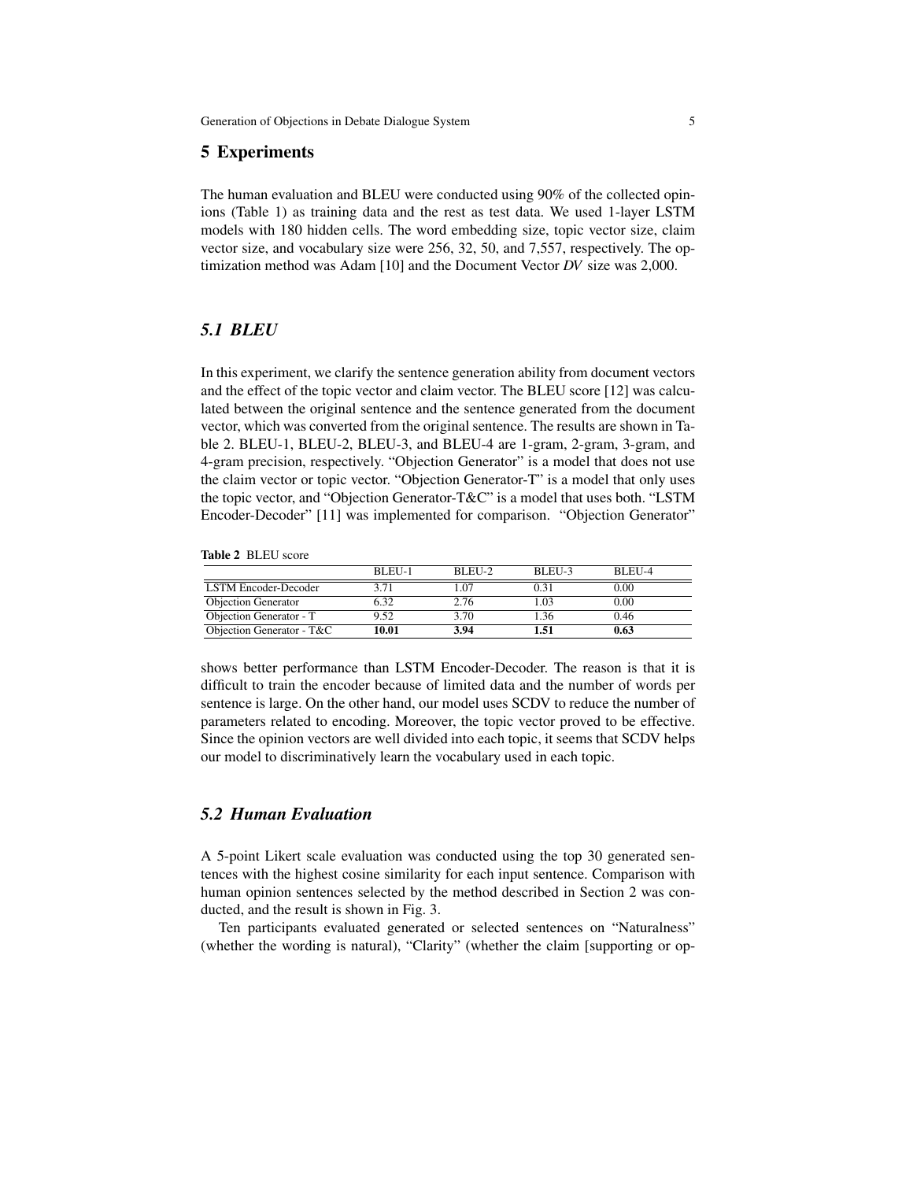## 5 Experiments

The human evaluation and BLEU were conducted using 90% of the collected opinions (Table 1) as training data and the rest as test data. We used 1-layer LSTM models with 180 hidden cells. The word embedding size, topic vector size, claim vector size, and vocabulary size were 256, 32, 50, and 7,557, respectively. The optimization method was Adam [10] and the Document Vector *DV* size was 2,000.

### 5.1 BLEU

In this experiment, we clarify the sentence generation ability from document vectors and the effect of the topic vector and claim vector. The BLEU score [12] was calculated between the original sentence and the sentence generated from the document vector, which was converted from the original sentence. The results are shown in Table 2. BLEU-1, BLEU-2, BLEU-3, and BLEU-4 are 1-gram, 2-gram, 3-gram, and 4-gram precision, respectively. "Objection Generator" is a model that does not use the claim vector or topic vector. "Objection Generator-T" is a model that only uses the topic vector, and "Objection Generator-T&C" is a model that uses both. "LSTM Encoder-Decoder" [11] was implemented for comparison. "Objection Generator" shows better performance than LSTM Encoder-Decoder. The reason is that it is difficult to train the encoder because of limited data and the number of words per sentence is large. On the other hand, our model uses SCDV to reduce the number of parameters related to encoding. Moreover, the topic vector proved to be effective. Since the opinion vectors are well divided into each topic, it seems that SCDV helps our model to discriminatively learn the vocabulary used in each topic.

**Table 2** BLEU score

| | BLEU-1 | BLEU-2 | BLEU-3 | BLEU-4 |
|---|---|---|---|---|
| LSTM Encoder-Decoder | 3.71 | 1.07 | 0.31 | 0.00 |
| Objection Generator | 6.32 | 2.76 | 1.03 | 0.00 |
| Objection Generator - T | 9.52 | 3.70 | 1.36 | 0.46 |
| Objection Generator - T&C | **10.01** | **3.94** | **1.51** | **0.63** |

### 5.2 Human Evaluation

A 5-point Likert scale evaluation was conducted using the top 30 generated sentences with the highest cosine similarity for each input sentence. Comparison with human opinion sentences selected by the method described in Section 2 was conducted, and the result is shown in Fig. 3.

Ten participants evaluated generated or selected sentences on "Naturalness" (whether the wording is natural), "Clarity" (whether the claim [supporting or op-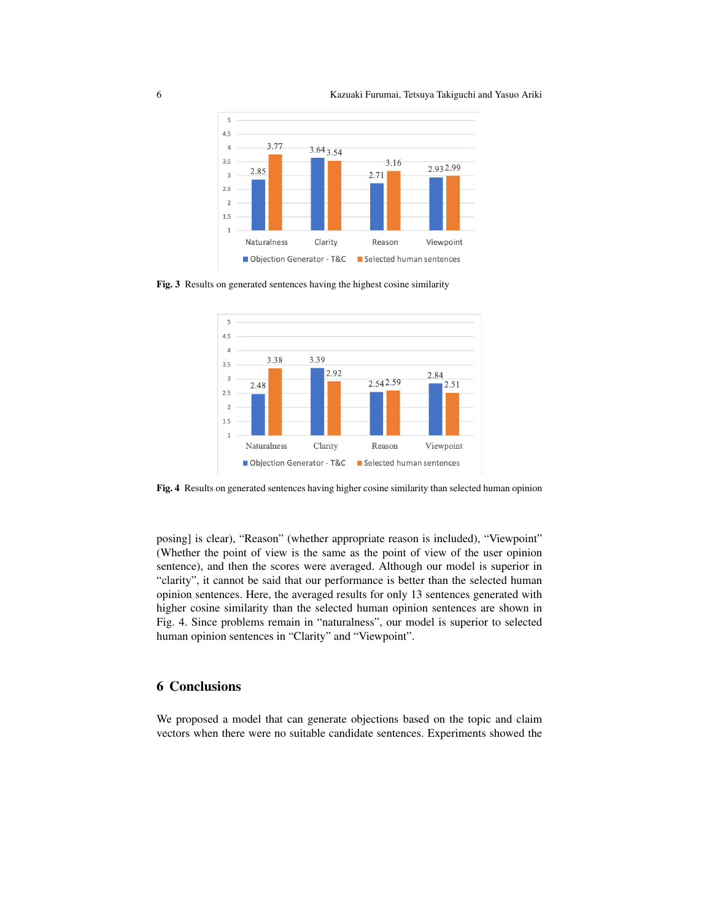| | Naturalness | Clarity | Reason | Viewpoint |
|---|---|---|---|---|
| Objection Generator - T&C | 2.85 | 3.64 | 2.71 | 2.93 |
| Selected human sentences | 3.77 | 3.54 | 3.16 | 2.99 |

**Fig. 3** Results on generated sentences having the highest cosine similarity

| | Naturalness | Clarity | Reason | Viewpoint |
|---|---|---|---|---|
| Objection Generator - T&C | 2.48 | 3.39 | 2.54 | 2.84 |
| Selected human sentences | 3.38 | 2.92 | 2.59 | 2.51 |

**Fig. 4** Results on generated sentences having higher cosine similarity than selected human opinion

posing] is clear), "Reason" (whether appropriate reason is included), "Viewpoint" (Whether the point of view is the same as the point of view of the user opinion sentence), and then the scores were averaged. Although our model is superior in "clarity", it cannot be said that our performance is better than the selected human opinion sentences. Here, the averaged results for only 13 sentences generated with higher cosine similarity than the selected human opinion sentences are shown in Fig. 4. Since problems remain in "naturalness", our model is superior to selected human opinion sentences in "Clarity" and "Viewpoint".

## 6 Conclusions

We proposed a model that can generate objections based on the topic and claim vectors when there were no suitable candidate sentences. Experiments showed the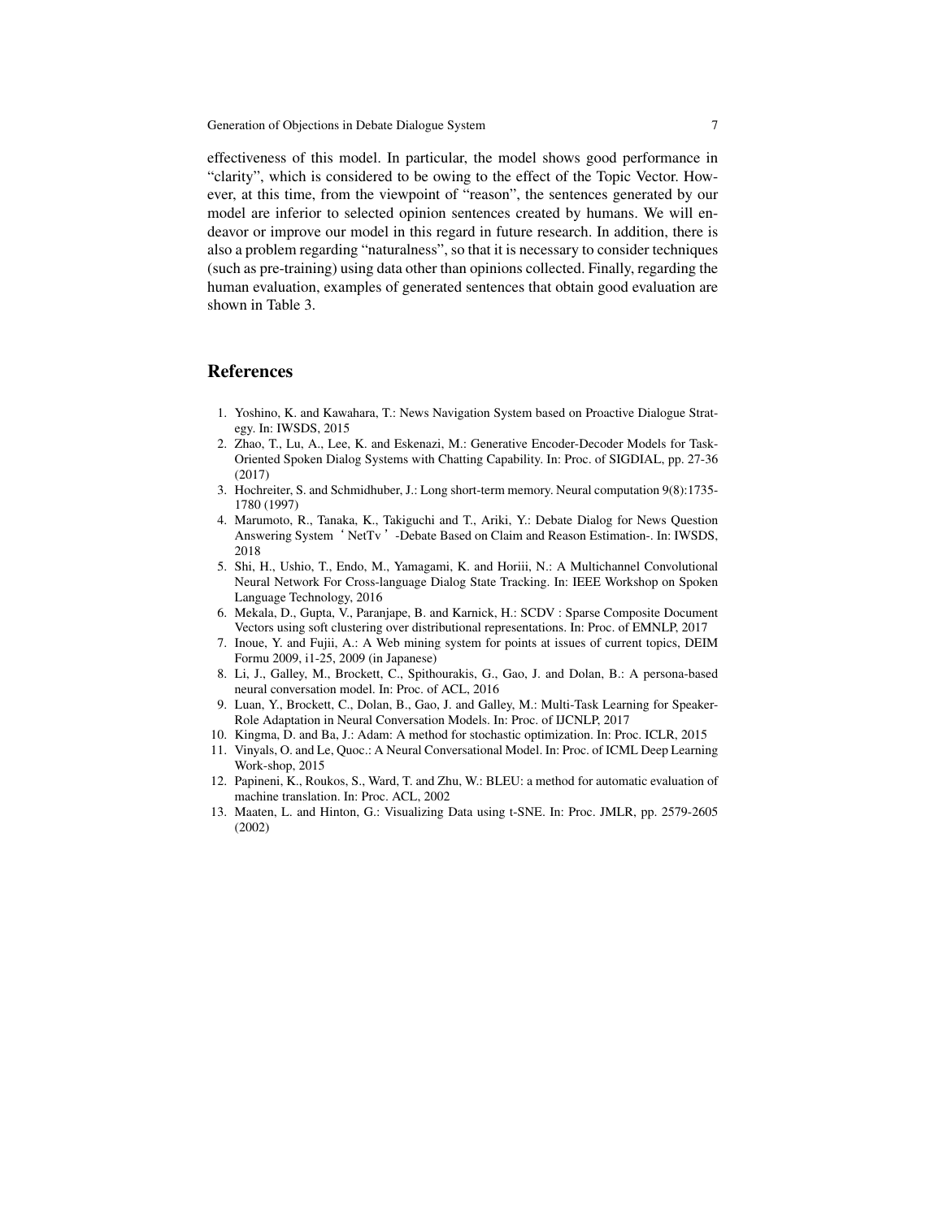effectiveness of this model. In particular, the model shows good performance in “clarity”, which is considered to be owing to the effect of the Topic Vector. However, at this time, from the viewpoint of “reason”, the sentences generated by our model are inferior to selected opinion sentences created by humans. We will endeavor or improve our model in this regard in future research. In addition, there is also a problem regarding “naturalness”, so that it is necessary to consider techniques (such as pre-training) using data other than opinions collected. Finally, regarding the human evaluation, examples of generated sentences that obtain good evaluation are shown in Table 3.

## References

1. Yoshino, K. and Kawahara, T.: News Navigation System based on Proactive Dialogue Strategy. In: IWSDS, 2015
2. Zhao, T., Lu, A., Lee, K. and Eskenazi, M.: Generative Encoder-Decoder Models for Task-Oriented Spoken Dialog Systems with Chatting Capability. In: Proc. of SIGDIAL, pp. 27-36 (2017)
3. Hochreiter, S. and Schmidhuber, J.: Long short-term memory. Neural computation 9(8):1735-1780 (1997)
4. Marumoto, R., Tanaka, K., Takiguchi and T., Ariki, Y.: Debate Dialog for News Question Answering System ‘NetTv’-Debate Based on Claim and Reason Estimation-. In: IWSDS, 2018
5. Shi, H., Ushio, T., Endo, M., Yamagami, K. and Horiii, N.: A Multichannel Convolutional Neural Network For Cross-language Dialog State Tracking. In: IEEE Workshop on Spoken Language Technology, 2016
6. Mekala, D., Gupta, V., Paranjape, B. and Karnick, H.: SCDV : Sparse Composite Document Vectors using soft clustering over distributional representations. In: Proc. of EMNLP, 2017
7. Inoue, Y. and Fujii, A.: A Web mining system for points at issues of current topics, DEIM Formu 2009, i1-25, 2009 (in Japanese)
8. Li, J., Galley, M., Brockett, C., Spithourakis, G., Gao, J. and Dolan, B.: A persona-based neural conversation model. In: Proc. of ACL, 2016
9. Luan, Y., Brockett, C., Dolan, B., Gao, J. and Galley, M.: Multi-Task Learning for Speaker-Role Adaptation in Neural Conversation Models. In: Proc. of IJCNLP, 2017
10. Kingma, D. and Ba, J.: Adam: A method for stochastic optimization. In: Proc. ICLR, 2015
11. Vinyals, O. and Le, Quoc.: A Neural Conversational Model. In: Proc. of ICML Deep Learning Work-shop, 2015
12. Papineni, K., Roukos, S., Ward, T. and Zhu, W.: BLEU: a method for automatic evaluation of machine translation. In: Proc. ACL, 2002
13. Maaten, L. and Hinton, G.: Visualizing Data using t-SNE. In: Proc. JMLR, pp. 2579-2605 (2002)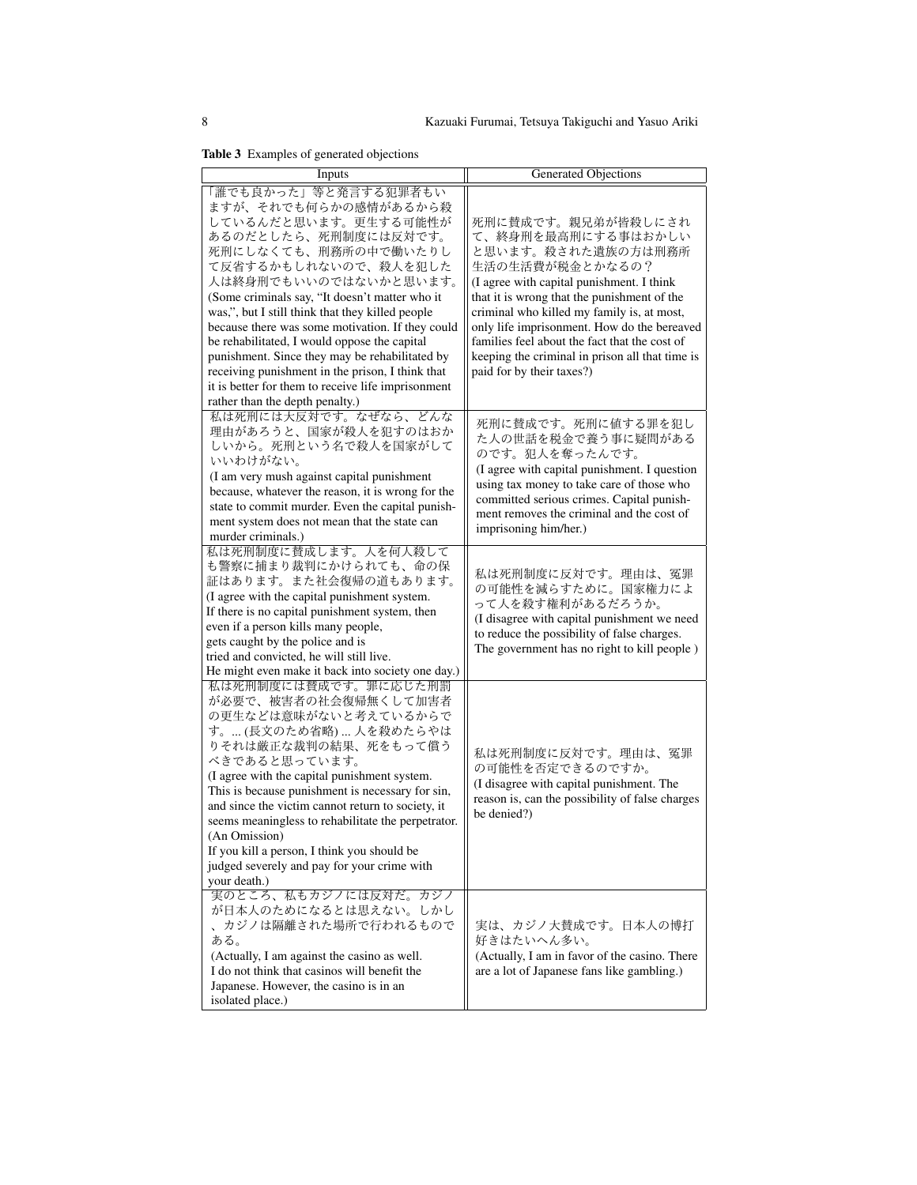**Table 3** Examples of generated objections

| Inputs | Generated Objections |
| --- | --- |
| 「誰でも良かった」等と発言する犯罪者もいますが、それでも何らかの感情があるから殺しているんだと思います。更生する可能性があるのだとしたら、死刑制度には反対です。死刑にしなくても、刑務所の中で働いたりして反省するかもしれないので、殺人を犯した人は終身刑でもいいのではないかと思います。<br>(Some criminals say, "It doesn't matter who it was,", but I still think that they killed people because there was some motivation. If they could be rehabilitated, I would oppose the capital punishment. Since they may be rehabilitated by receiving punishment in the prison, I think that it is better for them to receive life imprisonment rather than the depth penalty.) | 死刑に賛成です。親兄弟が皆殺しにされて、終身刑を最高刑にする事はおかしいと思います。殺された遺族の方は刑務所生活の生活費が税金とかなるの？<br>(I agree with capital punishment. I think that it is wrong that the punishment of the criminal who killed my family is, at most, only life imprisonment. How do the bereaved families feel about the fact that the cost of keeping the criminal in prison all that time is paid for by their taxes?) |
| 私は死刑には大反対です。なぜなら、どんな理由があろうと、国家が殺人を犯すのはおかしいから。死刑という名で殺人を国家がしていいわけがない。<br>(I am very mush against capital punishment because, whatever the reason, it is wrong for the state to commit murder. Even the capital punishment system does not mean that the state can murder criminals.) | 死刑に賛成です。死刑に値する罪を犯した人の世話を税金で養う事に疑問があるのです。犯人を奪ったんです。<br>(I agree with capital punishment. I question using tax money to take care of those who committed serious crimes. Capital punishment removes the criminal and the cost of imprisoning him/her.) |
| 私は死刑制度に賛成します。人を何人殺しても警察に捕まり裁判にかけられても、命の保証はあります。また社会復帰の道もあります。<br>(I agree with the capital punishment system. If there is no capital punishment system, then even if a person kills many people, gets caught by the police and is tried and convicted, he will still live. He might even make it back into society one day.) | 私は死刑制度に反対です。理由は、冤罪の可能性を減らすために。国家権力によって人を殺す権利があるだろうか。<br>(I disagree with capital punishment we need to reduce the possibility of false charges. The government has no right to kill people ) |
| 私は死刑制度には賛成です。罪に応じた刑罰が必要で、被害者の社会復帰無くして加害者の更生などは意味がないと考えているからです。... (長文のため省略) ... 人を殺めたらやはりそれは厳正な裁判の結果、死をもって償うべきであると思っています。<br>(I agree with the capital punishment system. This is because punishment is necessary for sin, and since the victim cannot return to society, it seems meaningless to rehabilitate the perpetrator. (An Omission) If you kill a person, I think you should be judged severely and pay for your crime with your death.) | 私は死刑制度に反対です。理由は、冤罪の可能性を否定できるのですか。<br>(I disagree with capital punishment. The reason is, can the possibility of false charges be denied?) |
| 実のところ、私もカジノには反対だ。カジノが日本人のためになるとは思えない。しかし、カジノは隔離された場所で行われるものである。<br>(Actually, I am against the casino as well. I do not think that casinos will benefit the Japanese. However, the casino is in an isolated place.) | 実は、カジノ大賛成です。日本人の博打好きはたいへん多い。<br>(Actually, I am in favor of the casino. There are a lot of Japanese fans like gambling.) |